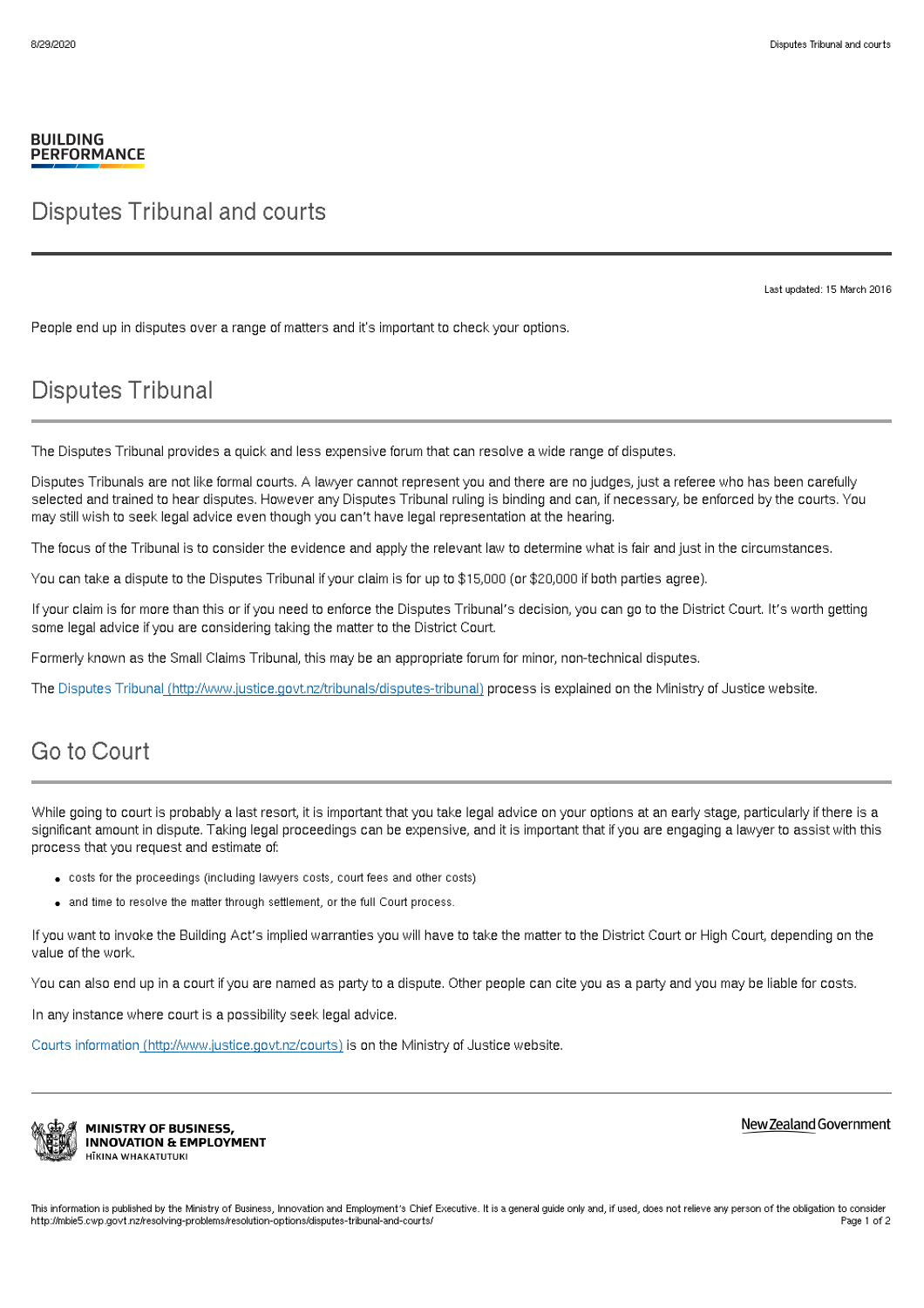BUILDING PERFORMANCE

# Disputes Tribunal and courts

Last updated: 15 March 2016

People end up in disputes over a range of matters and it's important to check your options.

## Disputes Tribunal

The Disputes Tribunal provides a quick and less expensive forum that can resolve a wide range of disputes.

Disputes Tribunals are not like formal courts. A lawyer cannot represent you and there are no judges, just a referee who has been carefully selected and trained to hear disputes. However any Disputes Tribunal ruling is binding and can, if necessary, be enforced by the courts. You may still wish to seek legal advice even though you can't have legal representation at the hearing.

The focus of the Tribunal is to consider the evidence and apply the relevant law to determine what is fair and just in the circumstances.

You can take a dispute to the Disputes Tribunal if your claim is for up to $15,000 (or $20,000 if both parties agree).

If your claim is for more than this or if you need to enforce the Disputes Tribunal's decision, you can go to the District Court. It's worth getting some legal advice if you are considering taking the matter to the District Court.

Formerly known as the Small Claims Tribunal, this may be an appropriate forum for minor, non-technical disputes.

The Disputes Tribunal (http://www.justice.govt.nz/tribunals/disputes-tribunal) process is explained on the Ministry of Justice website.

## Go to Court

While going to court is probably a last resort, it is important that you take legal advice on your options at an early stage, particularly if there is a significant amount in dispute. Taking legal proceedings can be expensive, and it is important that if you are engaging a lawyer to assist with this process that you request and estimate of:

- costs for the proceedings (including lawyers costs, court fees and other costs)
- and time to resolve the matter through settlement, or the full Court process.

If you want to invoke the Building Act's implied warranties you will have to take the matter to the District Court or High Court, depending on the value of the work.

You can also end up in a court if you are named as party to a dispute. Other people can cite you as a party and you may be liable for costs.

In any instance where court is a possibility seek legal advice.

Courts information (http://www.justice.govt.nz/courts) is on the Ministry of Justice website.

MINISTRY OF BUSINESS, INNOVATION & EMPLOYMENT
HĪKINA WHAKATUTUKI

New Zealand Government

This information is published by the Ministry of Business, Innovation and Employment's Chief Executive. It is a general guide only and, if used, does not relieve any person of the obligation to consider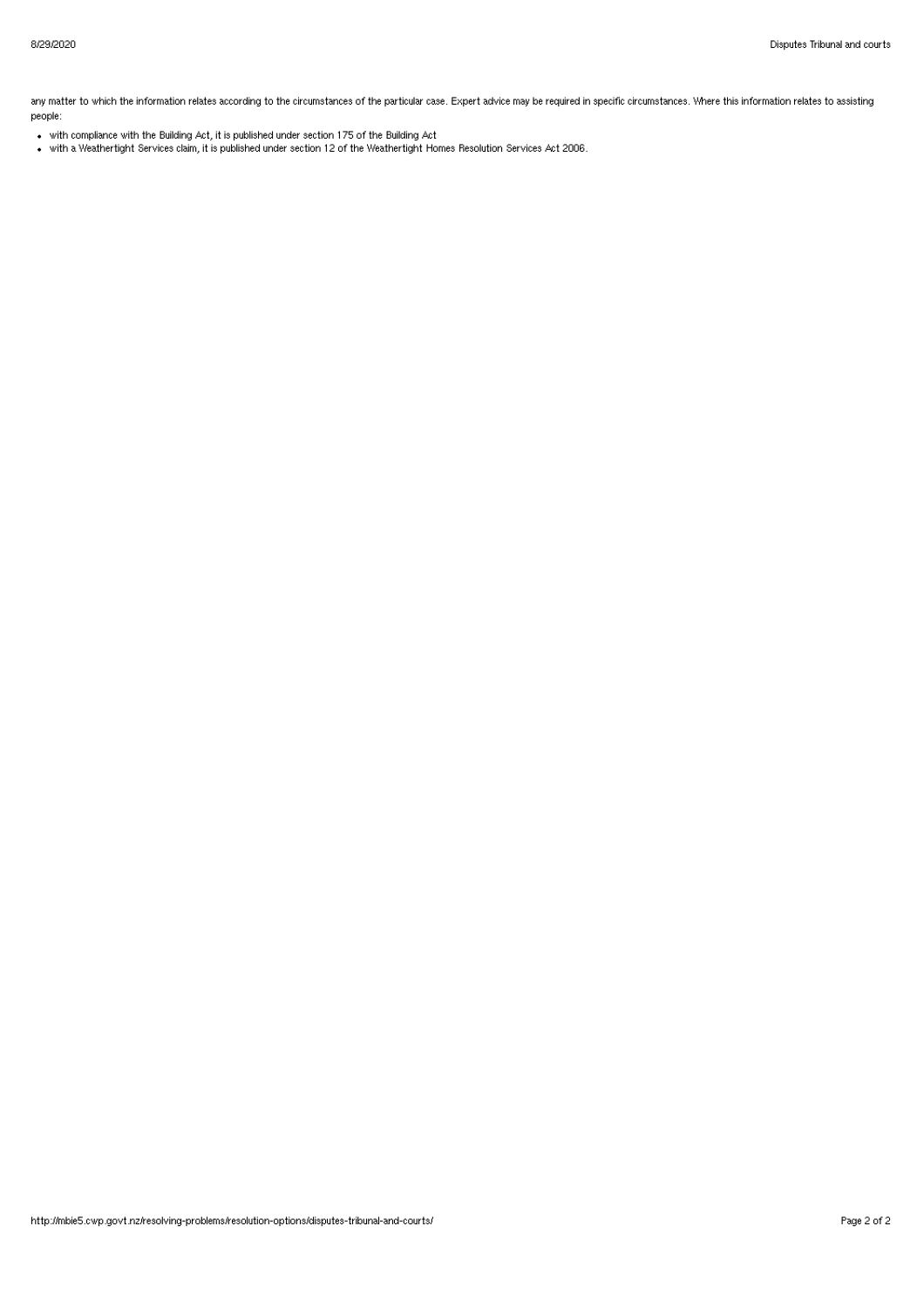any matter to which the information relates according to the circumstances of the particular case. Expert advice may be required in specific circumstances. Where this information relates to assisting people:

- with compliance with the Building Act, it is published under section 175 of the Building Act
- with a Weathertight Services claim, it is published under section 12 of the Weathertight Homes Resolution Services Act 2006.